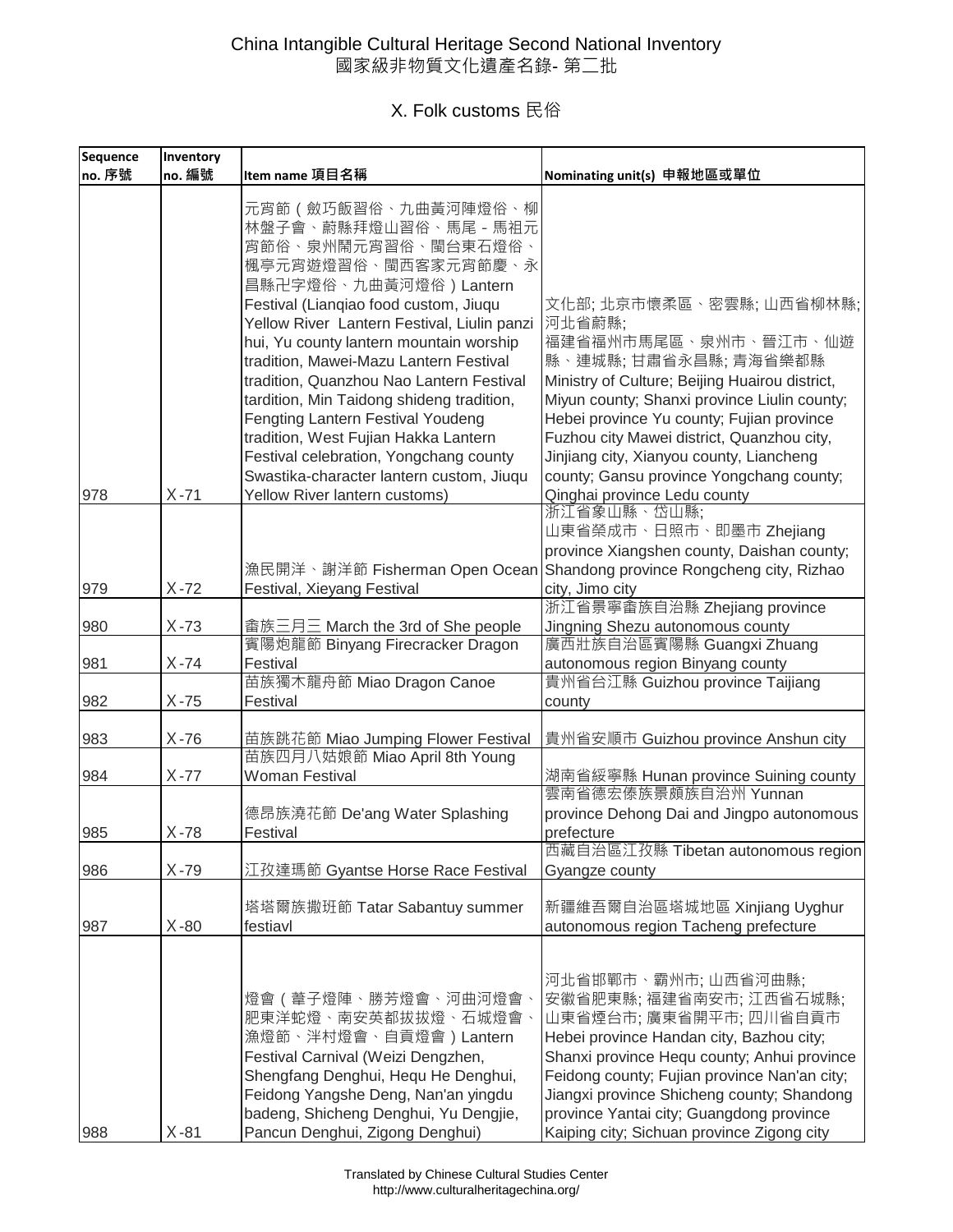# China Intangible Cultural Heritage Second National Inventory
# 國家級非物質文化遺產名錄- 第二批

## X. Folk customs 民俗

| Sequence no. 序號 | Inventory no. 編號 | Item name 項目名稱 | Nominating unit(s) 申報地區或單位 |
| --- | --- | --- | --- |
| 978 | X-71 | 元宵節（斂巧飯習俗、九曲黃河陣燈俗、柳林盤子會、蔚縣拜燈山習俗、馬尾 - 馬祖元宵節俗、泉州鬧元宵習俗、閩台東石燈俗、楓亭元宵遊燈習俗、閩西客家元宵節慶、永昌縣卍字燈俗、九曲黃河燈俗）Lantern Festival (Lianqiao food custom, Jiuqu Yellow River Lantern Festival, Liulin panzi hui, Yu county lantern mountain worship tradition, Mawei-Mazu Lantern Festival tradition, Quanzhou Nao Lantern Festival tardition, Min Taidong shideng tradition, Fengting Lantern Festival Youdeng tradition, West Fujian Hakka Lantern Festival celebration, Yongchang county Swastika-character lantern custom, Jiuqu Yellow River lantern customs) | 文化部; 北京市懷柔區、密雲縣; 山西省柳林縣; 河北省蔚縣; 福建省福州市馬尾區、泉州市、晉江市、仙遊縣、連城縣; 甘肅省永昌縣; 青海省樂都縣 Ministry of Culture; Beijing Huairou district, Miyun county; Shanxi province Liulin county; Hebei province Yu county; Fujian province Fuzhou city Mawei district, Quanzhou city, Jinjiang city, Xianyou county, Liancheng county; Gansu province Yongchang county; Qinghai province Ledu county |
| 979 | X-72 | 漁民開洋、謝洋節 Fisherman Open Ocean Festival, Xieyang Festival | 浙江省象山縣、岱山縣; 山東省榮成市、日照市、即墨市 Zhejiang province Xiangshen county, Daishan county; Shandong province Rongcheng city, Rizhao city, Jimo city |
| 980 | X-73 | 畲族三月三 March the 3rd of She people | 浙江省景寧畲族自治縣 Zhejiang province Jingning Shezu autonomous county |
| 981 | X-74 | 賓陽炮龍節 Binyang Firecracker Dragon Festival | 廣西壯族自治區賓陽縣 Guangxi Zhuang autonomous region Binyang county |
| 982 | X-75 | 苗族獨木龍舟節 Miao Dragon Canoe Festival | 貴州省台江縣 Guizhou province Taijiang county |
| 983 | X-76 | 苗族跳花節 Miao Jumping Flower Festival | 貴州省安順市 Guizhou province Anshun city |
| 984 | X-77 | 苗族四月八姑娘節 Miao April 8th Young Woman Festival | 湖南省綏寧縣 Hunan province Suining county |
| 985 | X-78 | 德昂族澆花節 De'ang Water Splashing Festival | 雲南省德宏傣族景頗族自治州 Yunnan province Dehong Dai and Jingpo autonomous prefecture |
| 986 | X-79 | 江孜達瑪節 Gyantse Horse Race Festival | 西藏自治區江孜縣 Tibetan autonomous region Gyangze county |
| 987 | X-80 | 塔塔爾族撒班節 Tatar Sabantuy summer festiavl | 新疆維吾爾自治區塔城地區 Xinjiang Uyghur autonomous region Tacheng prefecture |
| 988 | X-81 | 燈會（葦子燈陣、勝芳燈會、河曲河燈會、肥東洋蛇燈、南安英都拔拔燈、石城燈會、漁燈節、泮村燈會、自貢燈會）Lantern Festival Carnival (Weizi Dengzhen, Shengfang Denghui, Hequ He Denghui, Feidong Yangshe Deng, Nan'an yingdu badeng, Shicheng Denghui, Yu Dengjie, Pancun Denghui, Zigong Denghui) | 河北省邯鄲市、霸州市; 山西省河曲縣; 安徽省肥東縣; 福建省南安市; 江西省石城縣; 山東省煙台市; 廣東省開平市; 四川省自貢市 Hebei province Handan city, Bazhou city; Shanxi province Hequ county; Anhui province Feidong county; Fujian province Nan'an city; Jiangxi province Shicheng county; Shandong province Yantai city; Guangdong province Kaiping city; Sichuan province Zigong city |

Translated by Chinese Cultural Studies Center
http://www.culturalheritagechina.org/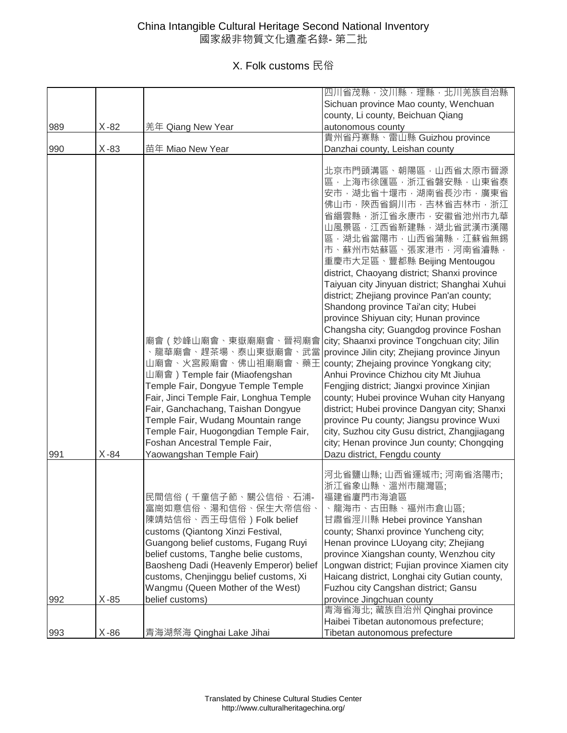# China Intangible Cultural Heritage Second National Inventory
# 國家級非物質文化遺產名錄- 第二批

## X. Folk customs 民俗

| | | | |
|---|---|---|---|
| 989 | X-82 | 羌年 Qiang New Year | 四川省茂縣，汶川縣，理縣，北川羌族自治縣 Sichuan province Mao county, Wenchuan county, Li county, Beichuan Qiang autonomous county |
| 990 | X-83 | 苗年 Miao New Year | 貴州省丹寨縣、雷山縣 Guizhou province Danzhai county, Leishan county |
| 991 | X-84 | 廟會（妙峰山廟會、東嶽廟廟會、晉祠廟會、龍華廟會、趕茶場、泰山東嶽廟會、武當山廟會、火宮殿廟會、佛山祖廟廟會、藥王山廟會）Temple fair (Miaofengshan Temple Fair, Dongyue Temple Temple Fair, Jinci Temple Fair, Longhua Temple Fair, Ganchachang, Taishan Dongyue Temple Fair, Wudang Mountain range Temple Fair, Huogongdian Temple Fair, Foshan Ancestral Temple Fair, Yaowangshan Temple Fair) | 北京市門頭溝區、朝陽區，山西省太原市晉源區，上海市徐匯區，浙江省磐安縣，山東省泰安市，湖北省十堰市，湖南省長沙市，廣東省佛山市，陝西省銅川市，吉林省吉林市，浙江省縉雲縣，浙江省永康市，安徽省池州市九華山風景區，江西省新建縣，湖北省武漢市漢陽區，湖北省當陽市，山西省蒲縣，江蘇省無錫市、蘇州市姑蘇區、張家港市，河南省濬縣，重慶市大足區、豐都縣 Beijing Mentougou district, Chaoyang district; Shanxi province Taiyuan city Jinyuan district; Shanghai Xuhui district; Zhejiang province Pan'an county; Shandong province Tai'an city; Hubei province Shiyuan city; Hunan province Changsha city; Guangdog province Foshan city; Shaanxi province Tongchuan city; Jilin province Jilin city; Zhejiang province Jinyun county; Zhejaing province Yongkang city; Anhui Province Chizhou city Mt Jiuhua Fengjing district; Jiangxi province Xinjian county; Hubei province Wuhan city Hanyang district; Hubei province Dangyan city; Shanxi province Pu county; Jiangsu province Wuxi city, Suzhou city Gusu district, Zhangjiagang city; Henan province Jun county; Chongqing Dazu district, Fengdu county |
| 992 | X-85 | 民間信俗（千童信子節、關公信俗、石浦-富崗如意信俗、湯和信俗、保生大帝信俗、陳靖姑信俗、西王母信俗）Folk belief customs (Qiantong Xinzi Festival, Guangong belief customs, Fugang Ruyi belief customs, Tanghe belie customs, Baosheng Dadi (Heavenly Emperor) belief customs, Chenjinggu belief customs, Xi Wangmu (Queen Mother of the West) belief customs) | 河北省鹽山縣; 山西省運城市; 河南省洛陽市; 浙江省象山縣、溫州市龍灣區; 福建省廈門市海滄區、龍海市、古田縣、福州市倉山區; 甘肅省涇川縣 Hebei province Yanshan county; Shanxi province Yuncheng city; Henan province LUoyang city; Zhejiang province Xiangshan county, Wenzhou city Longwan district; Fujian province Xiamen city Haicang district, Longhai city Gutian county, Fuzhou city Cangshan district; Gansu province Jingchuan county |
| 993 | X-86 | 青海湖祭海 Qinghai Lake Jihai | 青海省海北; 藏族自治州 Qinghai province Haibei Tibetan autonomous prefecture; Tibetan autonomous prefecture |

Translated by Chinese Cultural Studies Center
http://www.culturalheritagechina.org/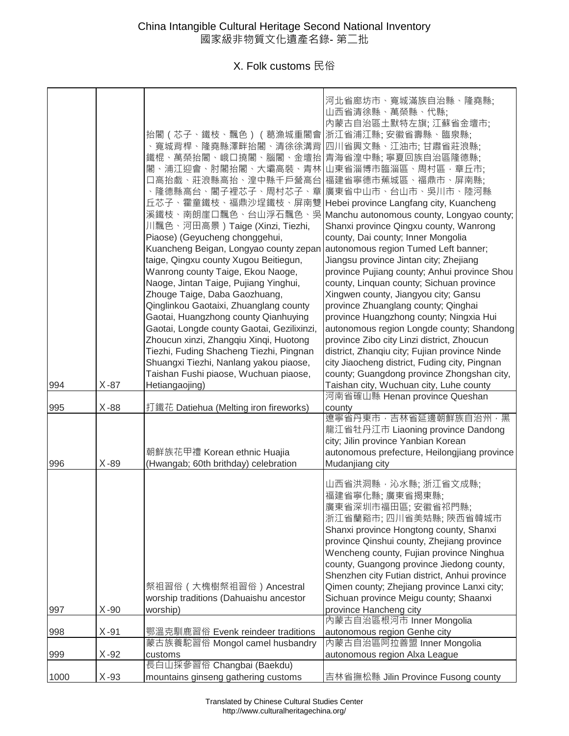China Intangible Cultural Heritage Second National Inventory
國家級非物質文化遺產名錄- 第二批

# X. Folk customs 民俗

| | | | |
|---|---|---|---|
| 994 | X-87 | 抬閣（芯子、鐵枝、飄色）（葛漁城重閣會、寬城背桿、隆堯縣澤畔抬閣、清徐徐溝背鐵棍、萬榮抬閣、峨口撓閣、腦閣、金壇抬閣、浦江迎會、肘閣抬閣、大壩高裝、青林口高抬戲、莊浪縣高抬、湟中縣千戶營高台、隆德縣高台、閣子裡芯子、周村芯子、章丘芯子、霍童鐵枝、福鼎沙埕鐵枝、屏南雙溪鐵枝、南朗崖口飄色、台山浮石飄色、吳川飄色、河田高景）Taige (Xinzi, Tiezhi, Piaose) (Geyucheng chonggehui, Kuancheng Beigan, Longyao county zepan taige, Qingxu county Xugou Beitiegun, Wanrong county Taige, Ekou Naoge, Naoge, Jintan Taige, Pujiang Yinghui, Zhouge Taige, Daba Gaozhuang, Qinglinkou Gaotaixi, Zhuanglang county Gaotai, Huangzhong county Qianhuying Gaotai, Longde county Gaotai, Gezilixinzi, Zhoucun xinzi, Zhangqiu Xinqi, Huotong Tiezhi, Fuding Shacheng Tiezhi, Pingnan Shuangxi Tiezhi, Nanlang yakou piaose, Taishan Fushi piaose, Wuchuan piaose, Hetiangaojing) | 河北省廊坊市、寬城滿族自治縣、隆堯縣; 山西省清徐縣、萬榮縣、代縣; 內蒙古自治區土默特左旗; 江蘇省金壇市; 浙江省浦江縣; 安徽省壽縣、臨泉縣; 四川省興文縣、江油市; 甘肅省莊浪縣; 青海省湟中縣; 寧夏回族自治區隆德縣; 山東省淄博市臨淄區、周村區，章丘市; 福建省寧德市蕉城區、福鼎市、屏南縣; 廣東省中山市、台山市、吳川市、陸河縣 Hebei province Langfang city, Kuancheng Manchu autonomous county, Longyao county; Shanxi province Qingxu county, Wanrong county, Dai county; Inner Mongolia autonomous region Tumed Left banner; Jiangsu province Jintan city; Zhejiang province Pujiang county; Anhui province Shou county, Linquan county; Sichuan province Xingwen county, Jiangyou city; Gansu province Zhuanglang county; Qinghai province Huangzhong county; Ningxia Hui autonomous region Longde county; Shandong province Zibo city Linzi district, Zhoucun district, Zhanqiu city; Fujian province Ninde city Jiaocheng district, Fuding city, Pingnan county; Guangdong province Zhongshan city, Taishan city, Wuchuan city, Luhe county |
| 995 | X-88 | 打鐵花 Datiehua (Melting iron fireworks) | 河南省確山縣 Henan province Queshan county |
| 996 | X-89 | 朝鮮族花甲禮 Korean ethnic Huajia (Hwangab; 60th brithday) celebration | 遼寧省丹東市，吉林省延邊朝鮮族自治州，黑龍江省牡丹江市 Liaoning province Dandong city; Jilin province Yanbian Korean autonomous prefecture, Heilongjiang province Mudanjiang city |
| 997 | X-90 | 祭祖習俗（大槐樹祭祖習俗）Ancestral worship traditions (Dahuaishu ancestor worship) | 山西省洪洞縣，沁水縣; 浙江省文成縣; 福建省寧化縣; 廣東省揭東縣; 廣東省深圳市福田區; 安徽省祁門縣; 浙江省蘭谿市; 四川省美姑縣; 陝西省韓城市 Shanxi province Hongtong county, Shanxi province Qinshui county, Zhejiang province Wencheng county, Fujian province Ninghua county, Guangong province Jiedong county, Shenzhen city Futian district, Anhui province Qimen county; Zhejiang province Lanxi city; Sichuan province Meigu county; Shaanxi province Hancheng city |
| 998 | X-91 | 鄂溫克馴鹿習俗 Evenk reindeer traditions | 內蒙古自治區根河市 Inner Mongolia autonomous region Genhe city |
| 999 | X-92 | 蒙古族養駝習俗 Mongol camel husbandry customs | 內蒙古自治區阿拉善盟 Inner Mongolia autonomous region Alxa League |
| 1000 | X-93 | 長白山採參習俗 Changbai (Baekdu) mountains ginseng gathering customs | 吉林省撫松縣 Jilin Province Fusong county |

Translated by Chinese Cultural Studies Center
http://www.culturalheritagechina.org/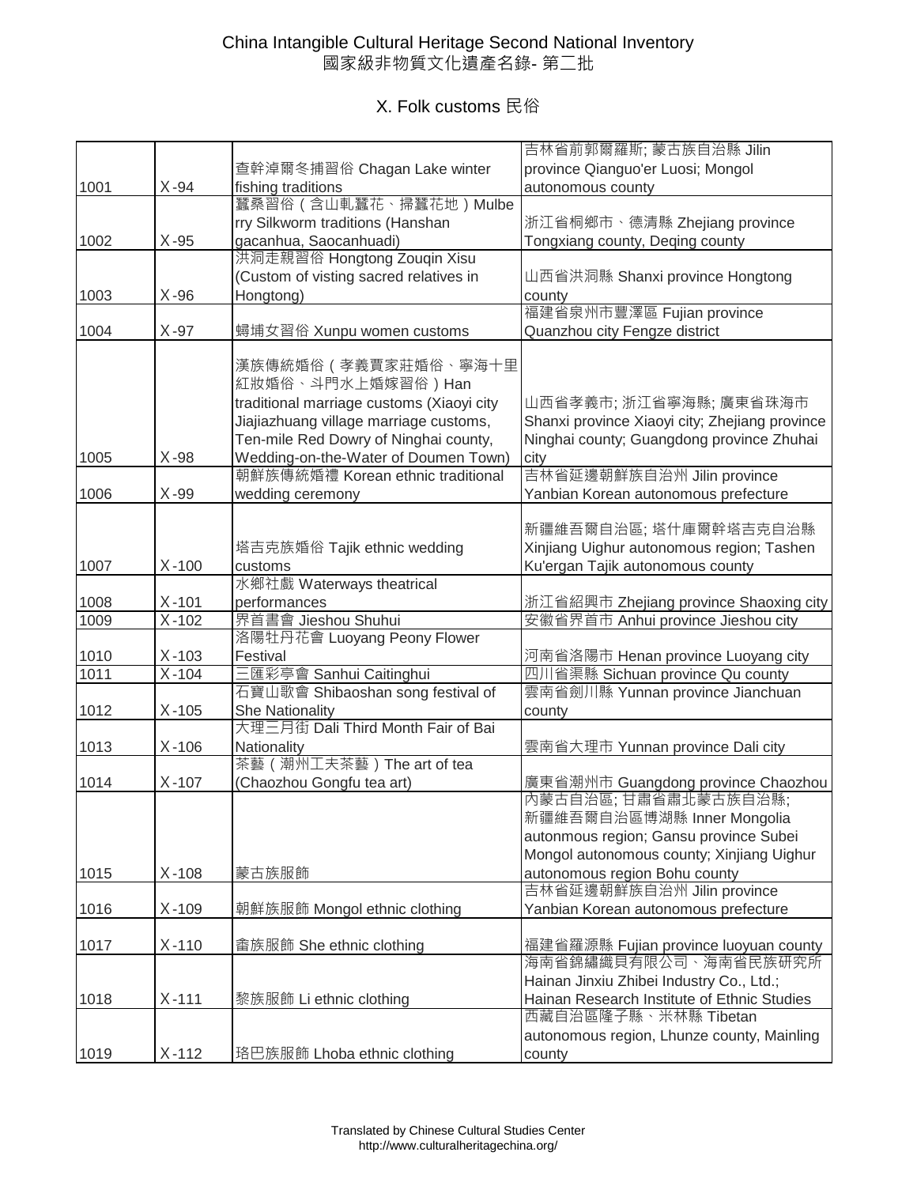# China Intangible Cultural Heritage Second National Inventory
# 國家級非物質文化遺產名錄- 第二批

## X. Folk customs 民俗

| | | | |
|---|---|---|---|
| 1001 | X-94 | 查幹淖爾冬捕習俗 Chagan Lake winter fishing traditions | 吉林省前郭爾羅斯; 蒙古族自治縣 Jilin province Qianguo'er Luosi; Mongol autonomous county |
| 1002 | X-95 | 蠶桑習俗（含山軋蠶花、掃蠶花地）Mulberry Silkworm traditions (Hanshan gacanhua, Saocanhuadi) | 浙江省桐鄉市、德清縣 Zhejiang province Tongxiang county, Deqing county |
| 1003 | X-96 | 洪洞走親習俗 Hongtong Zouqin Xisu (Custom of visting sacred relatives in Hongtong) | 山西省洪洞縣 Shanxi province Hongtong county |
| 1004 | X-97 | 蟳埔女習俗 Xunpu women customs | 福建省泉州市豐澤區 Fujian province Quanzhou city Fengze district |
| 1005 | X-98 | 漢族傳統婚俗（孝義賈家莊婚俗、寧海十里紅妝婚俗、斗門水上婚嫁習俗）Han traditional marriage customs (Xiaoyi city Jiajiazhuang village marriage customs, Ten-mile Red Dowry of Ninghai county, Wedding-on-the-Water of Doumen Town) | 山西省孝義市; 浙江省寧海縣; 廣東省珠海市 Shanxi province Xiaoyi city; Zhejiang province Ninghai county; Guangdong province Zhuhai city |
| 1006 | X-99 | 朝鮮族傳統婚禮 Korean ethnic traditional wedding ceremony | 吉林省延邊朝鮮族自治州 Jilin province Yanbian Korean autonomous prefecture |
| 1007 | X-100 | 塔吉克族婚俗 Tajik ethnic wedding customs | 新疆維吾爾自治區; 塔什庫爾幹塔吉克自治縣 Xinjiang Uighur autonomous region; Tashen Ku'ergan Tajik autonomous county |
| 1008 | X-101 | 水鄉社戲 Waterways theatrical performances | 浙江省紹興市 Zhejiang province Shaoxing city |
| 1009 | X-102 | 界首書會 Jieshou Shuhui | 安徽省界首市 Anhui province Jieshou city |
| 1010 | X-103 | 洛陽牡丹花會 Luoyang Peony Flower Festival | 河南省洛陽市 Henan province Luoyang city |
| 1011 | X-104 | 三匯彩亭會 Sanhui Caitinghui | 四川省渠縣 Sichuan province Qu county |
| 1012 | X-105 | 石寶山歌會 Shibaoshan song festival of She Nationality | 雲南省劍川縣 Yunnan province Jianchuan county |
| 1013 | X-106 | 大理三月街 Dali Third Month Fair of Bai Nationality | 雲南省大理市 Yunnan province Dali city |
| 1014 | X-107 | 茶藝（潮州工夫茶藝）The art of tea (Chaozhou Gongfu tea art) | 廣東省潮州市 Guangdong province Chaozhou |
| 1015 | X-108 | 蒙古族服飾 | 內蒙古自治區; 甘肅省肅北蒙古族自治縣; 新疆維吾爾自治區博湖縣 Inner Mongolia autonmous region; Gansu province Subei Mongol autonomous county; Xinjiang Uighur autonomous region Bohu county |
| 1016 | X-109 | 朝鮮族服飾 Mongol ethnic clothing | 吉林省延邊朝鮮族自治州 Jilin province Yanbian Korean autonomous prefecture |
| 1017 | X-110 | 畲族服飾 She ethnic clothing | 福建省羅源縣 Fujian province luoyuan county |
| 1018 | X-111 | 黎族服飾 Li ethnic clothing | 海南省錦繡織貝有限公司、海南省民族研究所 Hainan Jinxiu Zhibei Industry Co., Ltd.; Hainan Research Institute of Ethnic Studies |
| 1019 | X-112 | 珞巴族服飾 Lhoba ethnic clothing | 西藏自治區隆子縣、米林縣 Tibetan autonomous region, Lhunze county, Mainling county |

Translated by Chinese Cultural Studies Center
http://www.culturalheritagechina.org/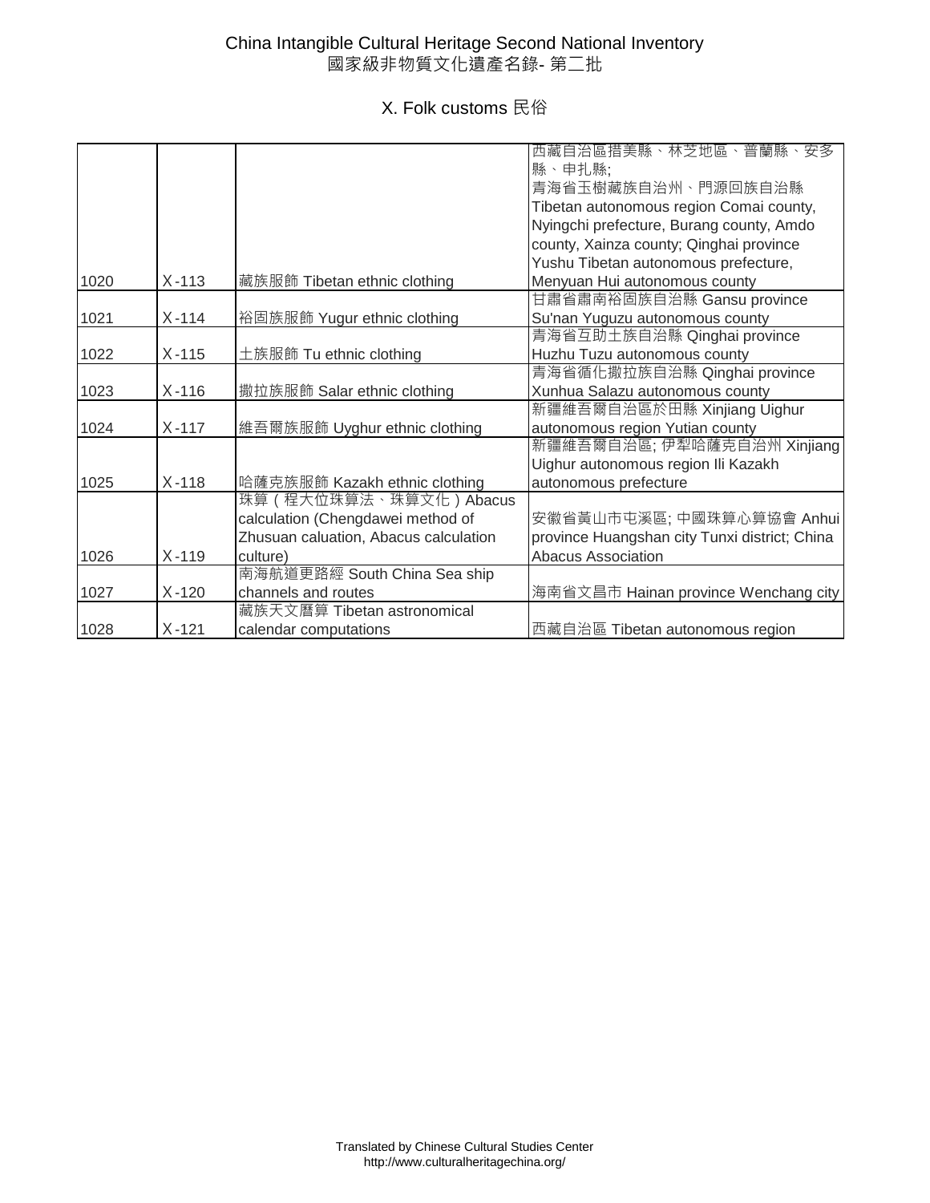China Intangible Cultural Heritage Second National Inventory
國家級非物質文化遺產名錄- 第二批

X. Folk customs 民俗

| | | | |
|---|---|---|---|
| 1020 | X-113 | 藏族服飾 Tibetan ethnic clothing | 西藏自治區措美縣、林芝地區、普蘭縣、安多縣、申扎縣; 青海省玉樹藏族自治州、門源回族自治縣 Tibetan autonomous region Comai county, Nyingchi prefecture, Burang county, Amdo county, Xainza county; Qinghai province Yushu Tibetan autonomous prefecture, Menyuan Hui autonomous county |
| 1021 | X-114 | 裕固族服飾 Yugur ethnic clothing | 甘肅省肅南裕固族自治縣 Gansu province Su'nan Yuguzu autonomous county |
| 1022 | X-115 | 土族服飾 Tu ethnic clothing | 青海省互助土族自治縣 Qinghai province Huzhu Tuzu autonomous county |
| 1023 | X-116 | 撒拉族服飾 Salar ethnic clothing | 青海省循化撒拉族自治縣 Qinghai province Xunhua Salazu autonomous county |
| 1024 | X-117 | 維吾爾族服飾 Uyghur ethnic clothing | 新疆維吾爾自治區於田縣 Xinjiang Uighur autonomous region Yutian county |
| 1025 | X-118 | 哈薩克族服飾 Kazakh ethnic clothing | 新疆維吾爾自治區; 伊犁哈薩克自治州 Xinjiang Uighur autonomous region Ili Kazakh autonomous prefecture |
| 1026 | X-119 | 珠算(程大位珠算法、珠算文化)Abacus calculation (Chengdawei method of Zhusuan caluation, Abacus calculation culture) | 安徽省黃山市屯溪區; 中國珠算心算協會 Anhui province Huangshan city Tunxi district; China Abacus Association |
| 1027 | X-120 | 南海航道更路經 South China Sea ship channels and routes | 海南省文昌市 Hainan province Wenchang city |
| 1028 | X-121 | 藏族天文曆算 Tibetan astronomical calendar computations | 西藏自治區 Tibetan autonomous region |

Translated by Chinese Cultural Studies Center
http://www.culturalheritagechina.org/